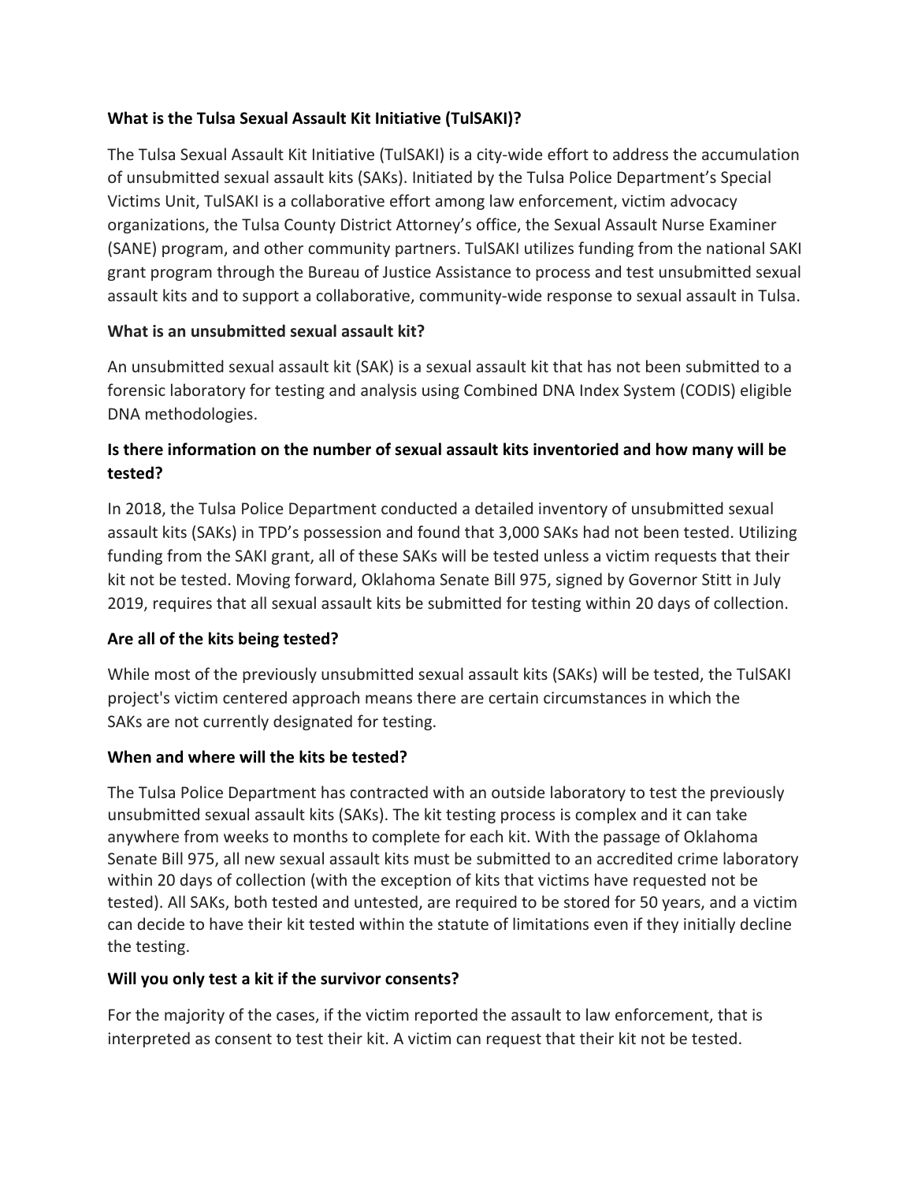**What is the Tulsa Sexual Assault Kit Initiative (TulSAKI)?**

The Tulsa Sexual Assault Kit Initiative (TulSAKI) is a city-wide effort to address the accumulation of unsubmitted sexual assault kits (SAKs). Initiated by the Tulsa Police Department's Special Victims Unit, TulSAKI is a collaborative effort among law enforcement, victim advocacy organizations, the Tulsa County District Attorney's office, the Sexual Assault Nurse Examiner (SANE) program, and other community partners. TulSAKI utilizes funding from the national SAKI grant program through the Bureau of Justice Assistance to process and test unsubmitted sexual assault kits and to support a collaborative, community-wide response to sexual assault in Tulsa.

**What is an unsubmitted sexual assault kit?**

An unsubmitted sexual assault kit (SAK) is a sexual assault kit that has not been submitted to a forensic laboratory for testing and analysis using Combined DNA Index System (CODIS) eligible DNA methodologies.

**Is there information on the number of sexual assault kits inventoried and how many will be tested?**

In 2018, the Tulsa Police Department conducted a detailed inventory of unsubmitted sexual assault kits (SAKs) in TPD's possession and found that 3,000 SAKs had not been tested. Utilizing funding from the SAKI grant, all of these SAKs will be tested unless a victim requests that their kit not be tested. Moving forward, Oklahoma Senate Bill 975, signed by Governor Stitt in July 2019, requires that all sexual assault kits be submitted for testing within 20 days of collection.

**Are all of the kits being tested?**

While most of the previously unsubmitted sexual assault kits (SAKs) will be tested, the TulSAKI project's victim centered approach means there are certain circumstances in which the SAKs are not currently designated for testing.

**When and where will the kits be tested?**

The Tulsa Police Department has contracted with an outside laboratory to test the previously unsubmitted sexual assault kits (SAKs). The kit testing process is complex and it can take anywhere from weeks to months to complete for each kit. With the passage of Oklahoma Senate Bill 975, all new sexual assault kits must be submitted to an accredited crime laboratory within 20 days of collection (with the exception of kits that victims have requested not be tested). All SAKs, both tested and untested, are required to be stored for 50 years, and a victim can decide to have their kit tested within the statute of limitations even if they initially decline the testing.

**Will you only test a kit if the survivor consents?**

For the majority of the cases, if the victim reported the assault to law enforcement, that is interpreted as consent to test their kit. A victim can request that their kit not be tested.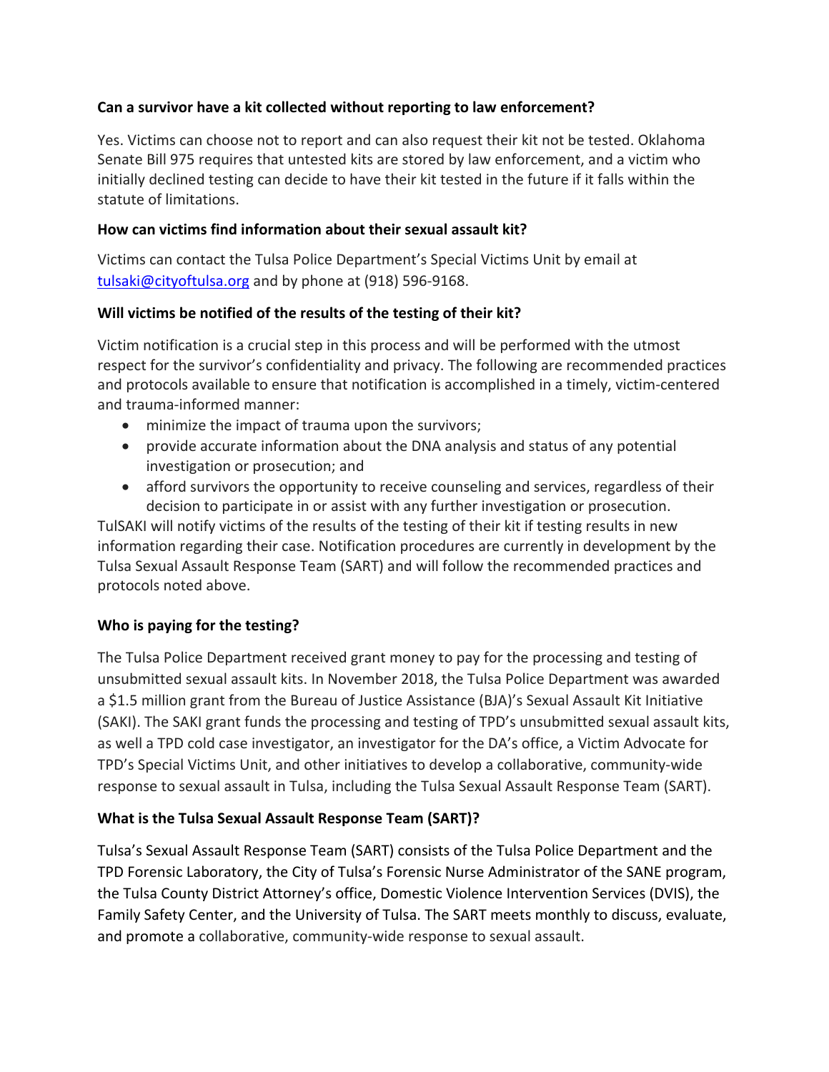**Can a survivor have a kit collected without reporting to law enforcement?**

Yes. Victims can choose not to report and can also request their kit not be tested. Oklahoma Senate Bill 975 requires that untested kits are stored by law enforcement, and a victim who initially declined testing can decide to have their kit tested in the future if it falls within the statute of limitations.

**How can victims find information about their sexual assault kit?**

Victims can contact the Tulsa Police Department's Special Victims Unit by email at tulsaki@cityoftulsa.org and by phone at (918) 596-9168.

**Will victims be notified of the results of the testing of their kit?**

Victim notification is a crucial step in this process and will be performed with the utmost respect for the survivor's confidentiality and privacy. The following are recommended practices and protocols available to ensure that notification is accomplished in a timely, victim-centered and trauma-informed manner:

- minimize the impact of trauma upon the survivors;
- provide accurate information about the DNA analysis and status of any potential investigation or prosecution; and
- afford survivors the opportunity to receive counseling and services, regardless of their decision to participate in or assist with any further investigation or prosecution.

TulSAKI will notify victims of the results of the testing of their kit if testing results in new information regarding their case. Notification procedures are currently in development by the Tulsa Sexual Assault Response Team (SART) and will follow the recommended practices and protocols noted above.

**Who is paying for the testing?**

The Tulsa Police Department received grant money to pay for the processing and testing of unsubmitted sexual assault kits. In November 2018, the Tulsa Police Department was awarded a $1.5 million grant from the Bureau of Justice Assistance (BJA)'s Sexual Assault Kit Initiative (SAKI). The SAKI grant funds the processing and testing of TPD's unsubmitted sexual assault kits, as well a TPD cold case investigator, an investigator for the DA's office, a Victim Advocate for TPD's Special Victims Unit, and other initiatives to develop a collaborative, community-wide response to sexual assault in Tulsa, including the Tulsa Sexual Assault Response Team (SART).

**What is the Tulsa Sexual Assault Response Team (SART)?**

Tulsa's Sexual Assault Response Team (SART) consists of the Tulsa Police Department and the TPD Forensic Laboratory, the City of Tulsa's Forensic Nurse Administrator of the SANE program, the Tulsa County District Attorney's office, Domestic Violence Intervention Services (DVIS), the Family Safety Center, and the University of Tulsa. The SART meets monthly to discuss, evaluate, and promote a collaborative, community-wide response to sexual assault.